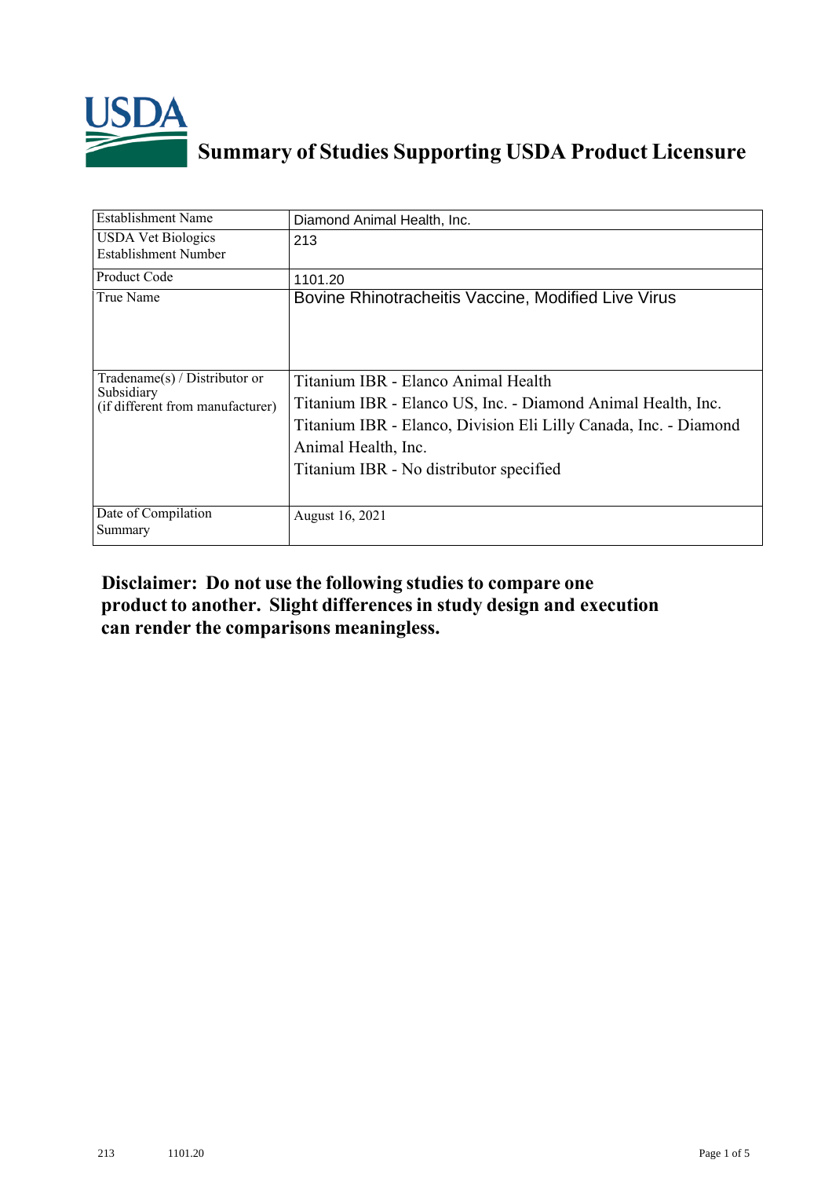# Summary of Studies Supporting USDA Product Licensure

| | |
|---|---|
| Establishment Name | Diamond Animal Health, Inc. |
| USDA Vet Biologics Establishment Number | 213 |
| Product Code | 1101.20 |
| True Name | Bovine Rhinotracheitis Vaccine, Modified Live Virus |
| Tradename(s) / Distributor or Subsidiary (if different from manufacturer) | Titanium IBR - Elanco Animal Health<br>Titanium IBR - Elanco US, Inc. - Diamond Animal Health, Inc.<br>Titanium IBR - Elanco, Division Eli Lilly Canada, Inc. - Diamond Animal Health, Inc.<br>Titanium IBR - No distributor specified |
| Date of Compilation Summary | August 16, 2021 |

**Disclaimer: Do not use the following studies to compare one product to another. Slight differences in study design and execution can render the comparisons meaningless.**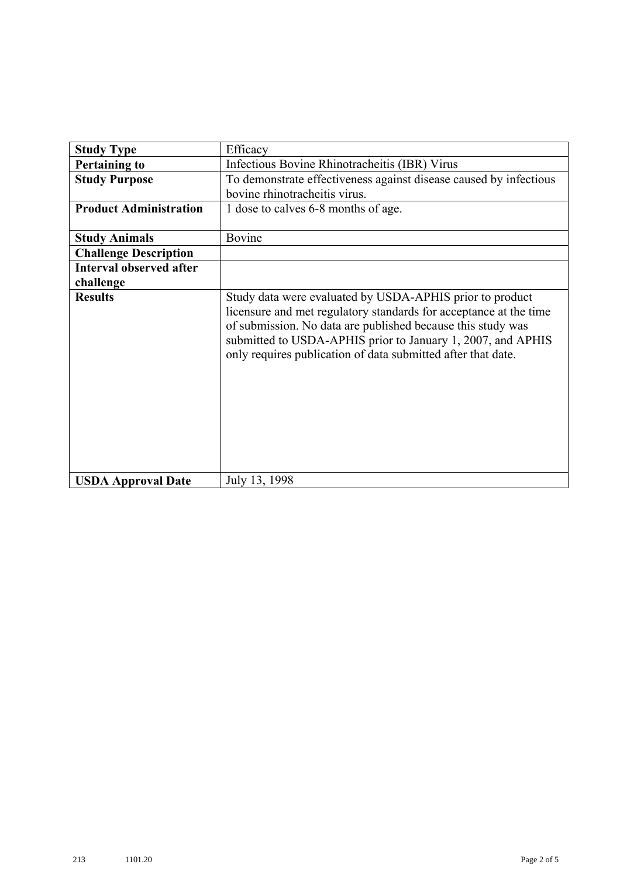| **Study Type** | Efficacy |
|---|---|
| **Pertaining to** | Infectious Bovine Rhinotracheitis (IBR) Virus |
| **Study Purpose** | To demonstrate effectiveness against disease caused by infectious bovine rhinotracheitis virus. |
| **Product Administration** | 1 dose to calves 6-8 months of age. |
| **Study Animals** | Bovine |
| **Challenge Description** | |
| **Interval observed after challenge** | |
| **Results** | Study data were evaluated by USDA-APHIS prior to product licensure and met regulatory standards for acceptance at the time of submission. No data are published because this study was submitted to USDA-APHIS prior to January 1, 2007, and APHIS only requires publication of data submitted after that date. |
| **USDA Approval Date** | July 13, 1998 |

213 1101.20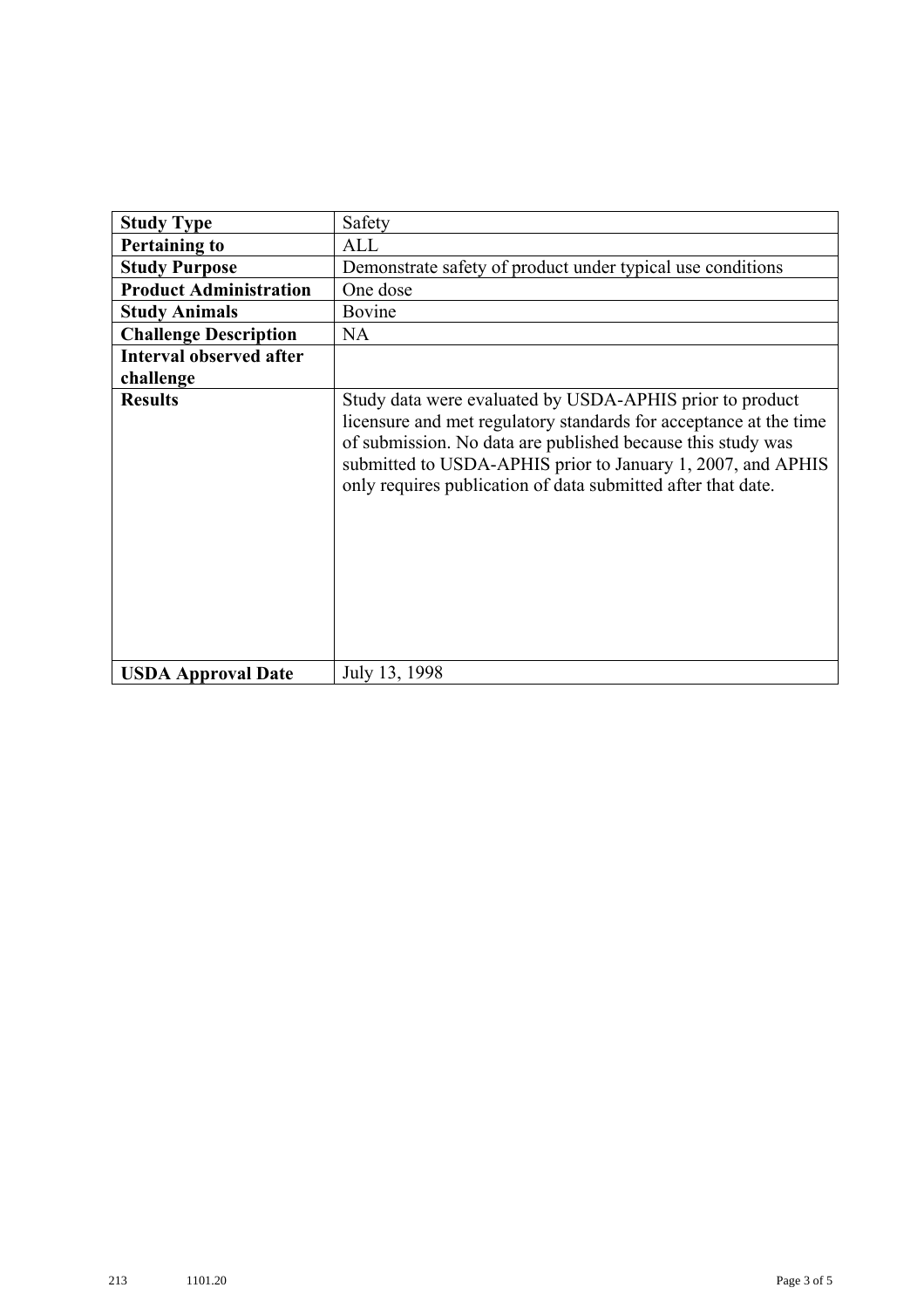| **Study Type** | Safety |
|---|---|
| **Pertaining to** | ALL |
| **Study Purpose** | Demonstrate safety of product under typical use conditions |
| **Product Administration** | One dose |
| **Study Animals** | Bovine |
| **Challenge Description** | NA |
| **Interval observed after challenge** | |
| **Results** | Study data were evaluated by USDA-APHIS prior to product licensure and met regulatory standards for acceptance at the time of submission. No data are published because this study was submitted to USDA-APHIS prior to January 1, 2007, and APHIS only requires publication of data submitted after that date. |
| **USDA Approval Date** | July 13, 1998 |

213 1101.20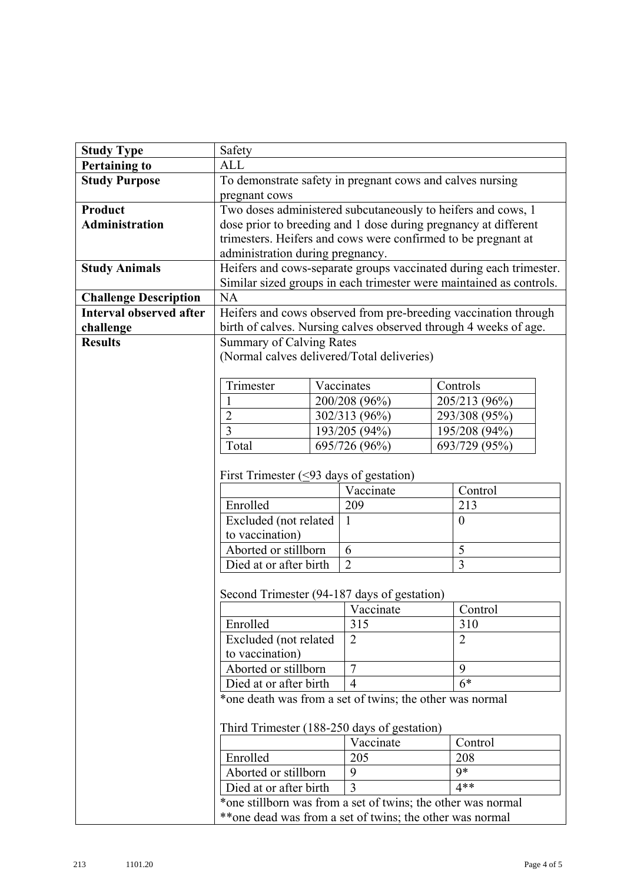| **Study Type** | Safety |
|---|---|
| **Pertaining to** | ALL |
| **Study Purpose** | To demonstrate safety in pregnant cows and calves nursing pregnant cows |
| **Product Administration** | Two doses administered subcutaneously to heifers and cows, 1 dose prior to breeding and 1 dose during pregnancy at different trimesters. Heifers and cows were confirmed to be pregnant at administration during pregnancy. |
| **Study Animals** | Heifers and cows-separate groups vaccinated during each trimester. Similar sized groups in each trimester were maintained as controls. |
| **Challenge Description** | NA |
| **Interval observed after challenge** | Heifers and cows observed from pre-breeding vaccination through birth of calves. Nursing calves observed through 4 weeks of age. |
| **Results** | See below |

**Results**

Summary of Calving Rates
(Normal calves delivered/Total deliveries)

| Trimester | Vaccinates | Controls |
|---|---|---|
| 1 | 200/208 (96%) | 205/213 (96%) |
| 2 | 302/313 (96%) | 293/308 (95%) |
| 3 | 193/205 (94%) | 195/208 (94%) |
| Total | 695/726 (96%) | 693/729 (95%) |

First Trimester (≤93 days of gestation)

| | Vaccinate | Control |
|---|---|---|
| Enrolled | 209 | 213 |
| Excluded (not related to vaccination) | 1 | 0 |
| Aborted or stillborn | 6 | 5 |
| Died at or after birth | 2 | 3 |

Second Trimester (94-187 days of gestation)

| | Vaccinate | Control |
|---|---|---|
| Enrolled | 315 | 310 |
| Excluded (not related to vaccination) | 2 | 2 |
| Aborted or stillborn | 7 | 9 |
| Died at or after birth | 4 | 6* |

*one death was from a set of twins; the other was normal

Third Trimester (188-250 days of gestation)

| | Vaccinate | Control |
|---|---|---|
| Enrolled | 205 | 208 |
| Aborted or stillborn | 9 | 9* |
| Died at or after birth | 3 | 4** |

*one stillborn was from a set of twins; the other was normal
**one dead was from a set of twins; the other was normal

213 1101.20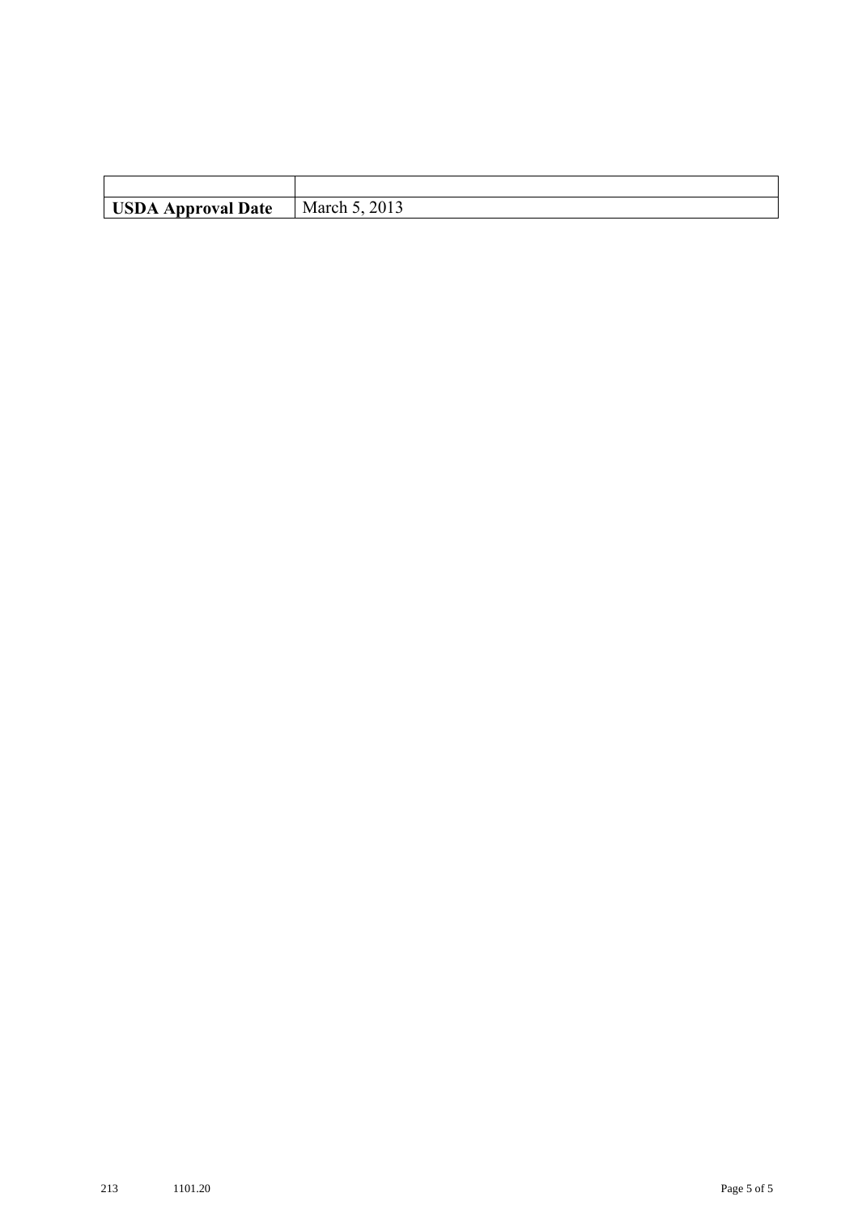| | |
|---|---|
| **USDA Approval Date** | March 5, 2013 |